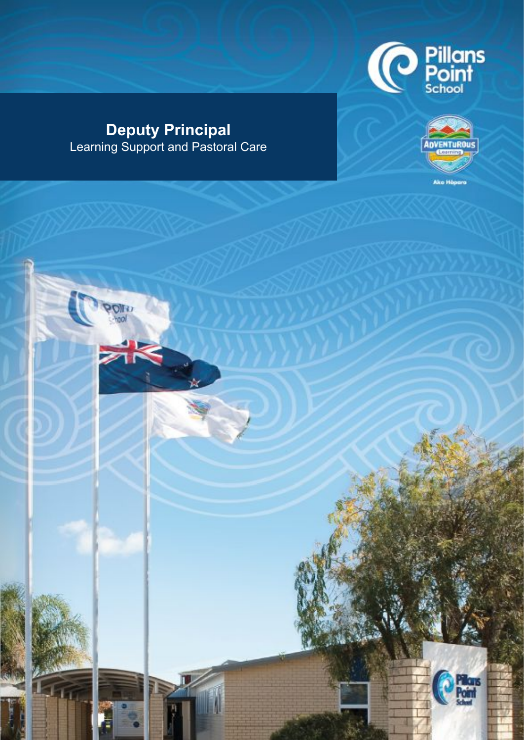# Deputy Principal

Learning Support and Pastoral Care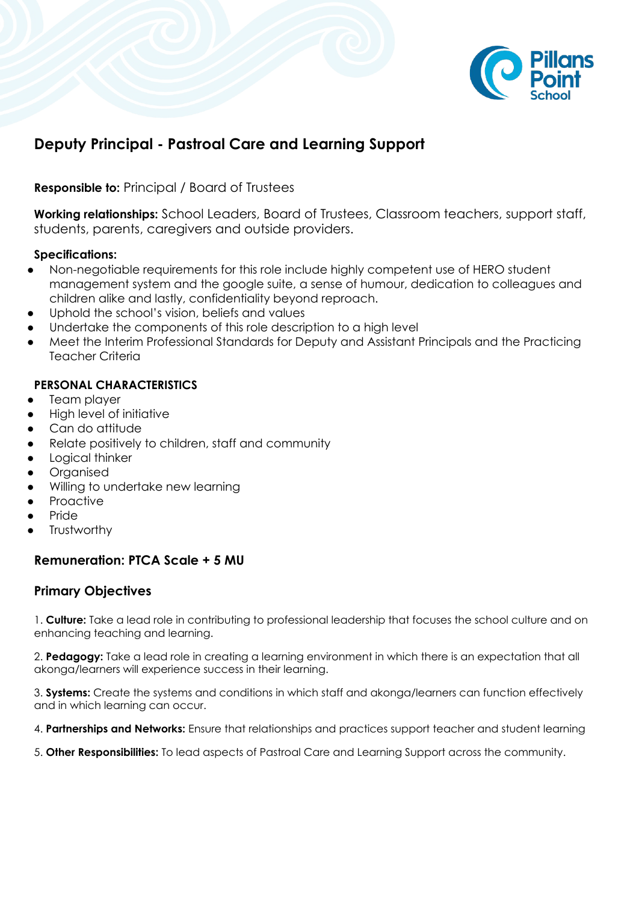# Deputy Principal - Pastroal Care and Learning Support

**Responsible to:** Principal / Board of Trustees

**Working relationships:** School Leaders, Board of Trustees, Classroom teachers, support staff, students, parents, caregivers and outside providers.

**Specifications:**

- Non-negotiable requirements for this role include highly competent use of HERO student management system and the google suite, a sense of humour, dedication to colleagues and children alike and lastly, confidentiality beyond reproach.
- Uphold the school's vision, beliefs and values
- Undertake the components of this role description to a high level
- Meet the Interim Professional Standards for Deputy and Assistant Principals and the Practicing Teacher Criteria

**PERSONAL CHARACTERISTICS**

- Team player
- High level of initiative
- Can do attitude
- Relate positively to children, staff and community
- Logical thinker
- Organised
- Willing to undertake new learning
- Proactive
- Pride
- Trustworthy

**Remuneration: PTCA Scale + 5 MU**

## Primary Objectives

1. **Culture:** Take a lead role in contributing to professional leadership that focuses the school culture and on enhancing teaching and learning.

2. **Pedagogy:** Take a lead role in creating a learning environment in which there is an expectation that all akonga/learners will experience success in their learning.

3. **Systems:** Create the systems and conditions in which staff and akonga/learners can function effectively and in which learning can occur.

4. **Partnerships and Networks:** Ensure that relationships and practices support teacher and student learning

5. **Other Responsibilities:** To lead aspects of Pastroal Care and Learning Support across the community.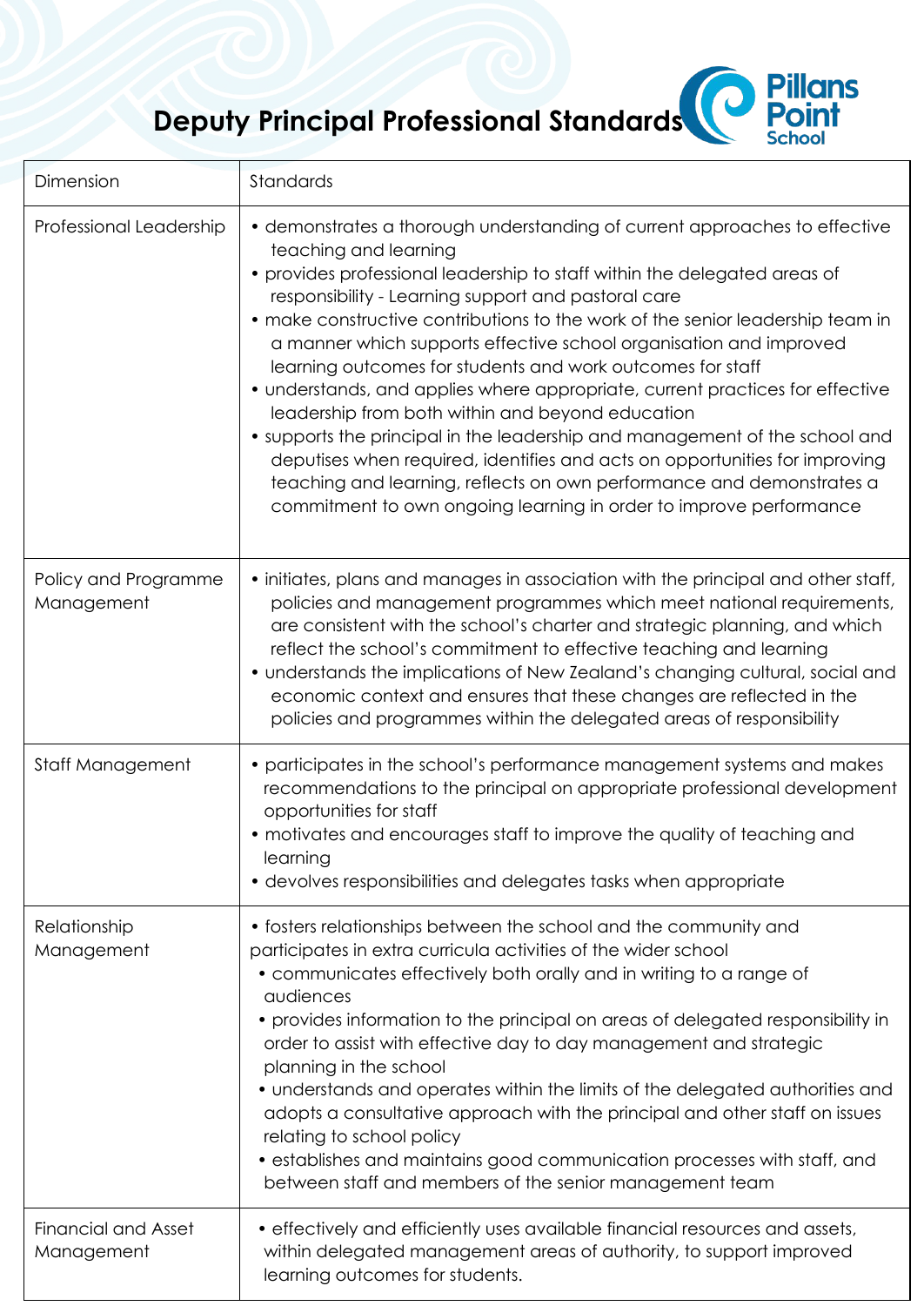# Deputy Principal Professional Standards

| Dimension | Standards |
|---|---|
| Professional Leadership | • demonstrates a thorough understanding of current approaches to effective teaching and learning<br>• provides professional leadership to staff within the delegated areas of responsibility - Learning support and pastoral care<br>• make constructive contributions to the work of the senior leadership team in a manner which supports effective school organisation and improved learning outcomes for students and work outcomes for staff<br>• understands, and applies where appropriate, current practices for effective leadership from both within and beyond education<br>• supports the principal in the leadership and management of the school and deputises when required, identifies and acts on opportunities for improving teaching and learning, reflects on own performance and demonstrates a commitment to own ongoing learning in order to improve performance |
| Policy and Programme Management | • initiates, plans and manages in association with the principal and other staff, policies and management programmes which meet national requirements, are consistent with the school's charter and strategic planning, and which reflect the school's commitment to effective teaching and learning<br>• understands the implications of New Zealand's changing cultural, social and economic context and ensures that these changes are reflected in the policies and programmes within the delegated areas of responsibility |
| Staff Management | • participates in the school's performance management systems and makes recommendations to the principal on appropriate professional development opportunities for staff<br>• motivates and encourages staff to improve the quality of teaching and learning<br>• devolves responsibilities and delegates tasks when appropriate |
| Relationship Management | • fosters relationships between the school and the community and participates in extra curricula activities of the wider school<br>• communicates effectively both orally and in writing to a range of audiences<br>• provides information to the principal on areas of delegated responsibility in order to assist with effective day to day management and strategic planning in the school<br>• understands and operates within the limits of the delegated authorities and adopts a consultative approach with the principal and other staff on issues relating to school policy<br>• establishes and maintains good communication processes with staff, and between staff and members of the senior management team |
| Financial and Asset Management | • effectively and efficiently uses available financial resources and assets, within delegated management areas of authority, to support improved learning outcomes for students. |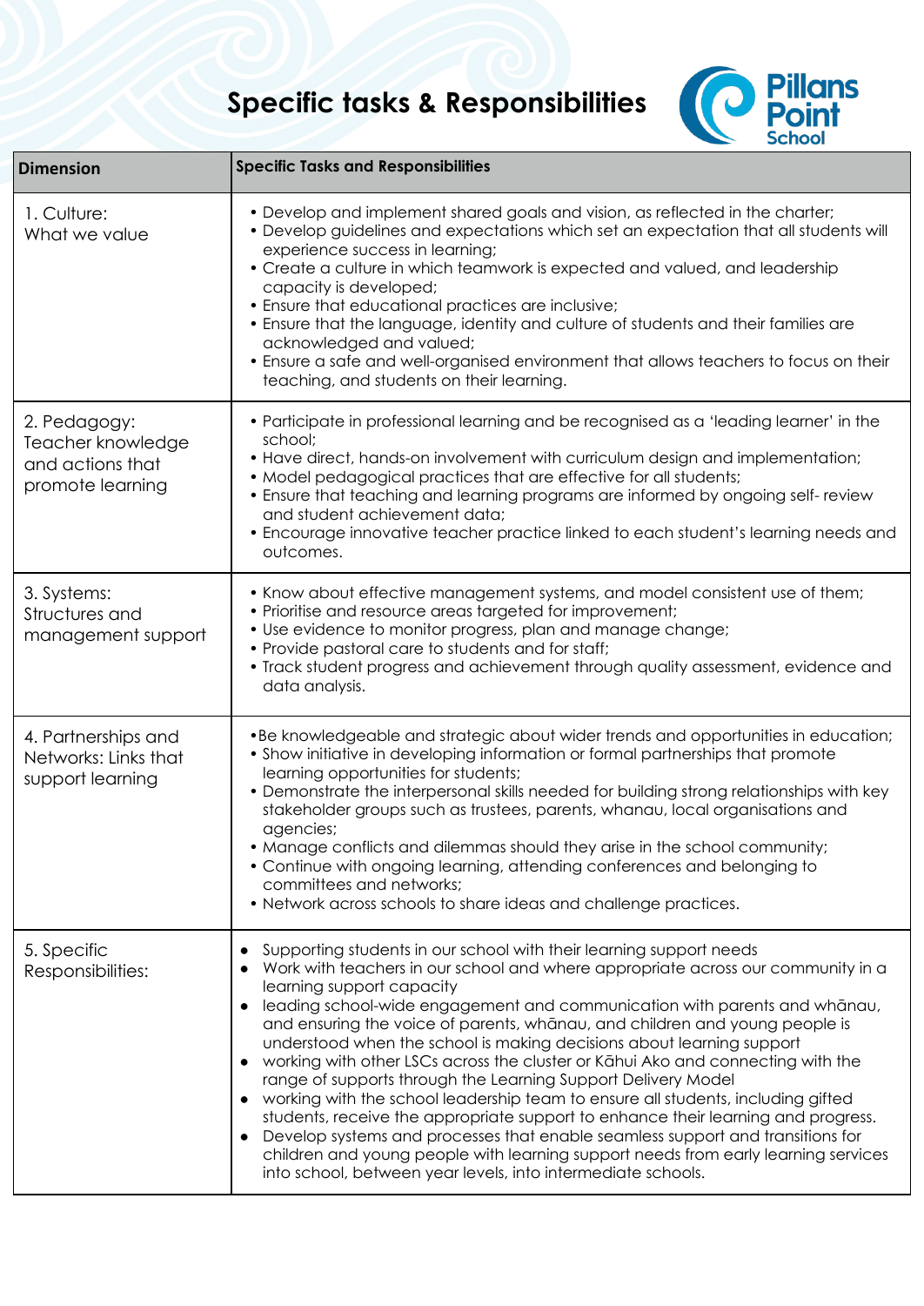# Specific tasks & Responsibilities

| Dimension | Specific Tasks and Responsibilities |
|---|---|
| 1. Culture: What we value | • Develop and implement shared goals and vision, as reflected in the charter;<br>• Develop guidelines and expectations which set an expectation that all students will experience success in learning;<br>• Create a culture in which teamwork is expected and valued, and leadership capacity is developed;<br>• Ensure that educational practices are inclusive;<br>• Ensure that the language, identity and culture of students and their families are acknowledged and valued;<br>• Ensure a safe and well-organised environment that allows teachers to focus on their teaching, and students on their learning. |
| 2. Pedagogy: Teacher knowledge and actions that promote learning | • Participate in professional learning and be recognised as a 'leading learner' in the school;<br>• Have direct, hands-on involvement with curriculum design and implementation;<br>• Model pedagogical practices that are effective for all students;<br>• Ensure that teaching and learning programs are informed by ongoing self- review and student achievement data;<br>• Encourage innovative teacher practice linked to each student's learning needs and outcomes. |
| 3. Systems: Structures and management support | • Know about effective management systems, and model consistent use of them;<br>• Prioritise and resource areas targeted for improvement;<br>• Use evidence to monitor progress, plan and manage change;<br>• Provide pastoral care to students and for staff;<br>• Track student progress and achievement through quality assessment, evidence and data analysis. |
| 4. Partnerships and Networks: Links that support learning | •Be knowledgeable and strategic about wider trends and opportunities in education;<br>• Show initiative in developing information or formal partnerships that promote learning opportunities for students;<br>• Demonstrate the interpersonal skills needed for building strong relationships with key stakeholder groups such as trustees, parents, whanau, local organisations and agencies;<br>• Manage conflicts and dilemmas should they arise in the school community;<br>• Continue with ongoing learning, attending conferences and belonging to committees and networks;<br>• Network across schools to share ideas and challenge practices. |
| 5. Specific Responsibilities: | • Supporting students in our school with their learning support needs<br>• Work with teachers in our school and where appropriate across our community in a learning support capacity<br>• leading school-wide engagement and communication with parents and whānau, and ensuring the voice of parents, whānau, and children and young people is understood when the school is making decisions about learning support<br>• working with other LSCs across the cluster or Kāhui Ako and connecting with the range of supports through the Learning Support Delivery Model<br>• working with the school leadership team to ensure all students, including gifted students, receive the appropriate support to enhance their learning and progress.<br>• Develop systems and processes that enable seamless support and transitions for children and young people with learning support needs from early learning services into school, between year levels, into intermediate schools. |